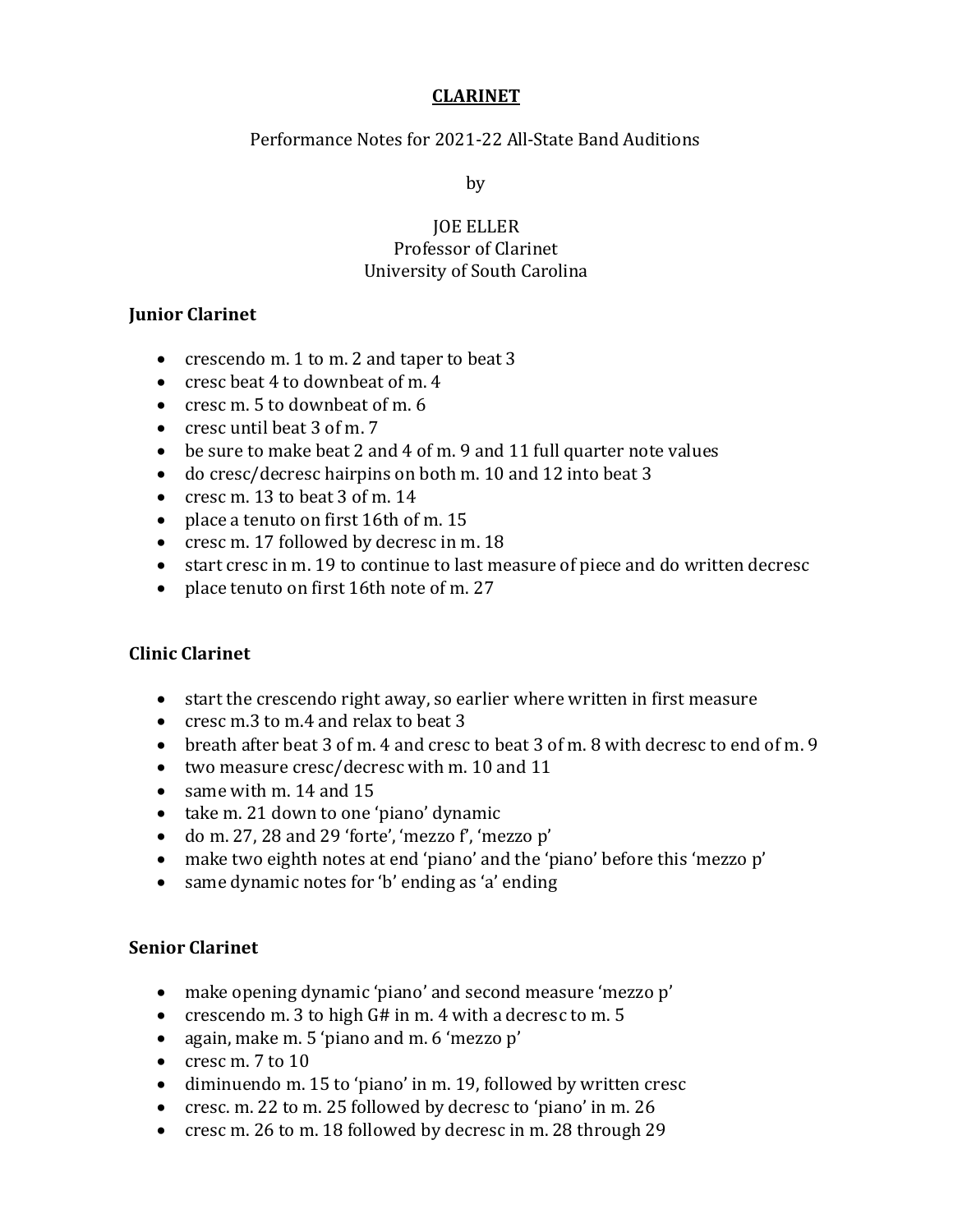# CLARINET

Performance Notes for 2021-22 All-State Band Auditions

by

JOE ELLER
Professor of Clarinet
University of South Carolina

### Junior Clarinet

- crescendo m. 1 to m. 2 and taper to beat 3
- cresc beat 4 to downbeat of m. 4
- cresc m. 5 to downbeat of m. 6
- cresc until beat 3 of m. 7
- be sure to make beat 2 and 4 of m. 9 and 11 full quarter note values
- do cresc/decresc hairpins on both m. 10 and 12 into beat 3
- cresc m. 13 to beat 3 of m. 14
- place a tenuto on first 16th of m. 15
- cresc m. 17 followed by decresc in m. 18
- start cresc in m. 19 to continue to last measure of piece and do written decresc
- place tenuto on first 16th note of m. 27

### Clinic Clarinet

- start the crescendo right away, so earlier where written in first measure
- cresc m.3 to m.4 and relax to beat 3
- breath after beat 3 of m. 4 and cresc to beat 3 of m. 8 with decresc to end of m. 9
- two measure cresc/decresc with m. 10 and 11
- same with m. 14 and 15
- take m. 21 down to one 'piano' dynamic
- do m. 27, 28 and 29 'forte', 'mezzo f', 'mezzo p'
- make two eighth notes at end 'piano' and the 'piano' before this 'mezzo p'
- same dynamic notes for 'b' ending as 'a' ending

### Senior Clarinet

- make opening dynamic 'piano' and second measure 'mezzo p'
- crescendo m. 3 to high G# in m. 4 with a decresc to m. 5
- again, make m. 5 'piano and m. 6 'mezzo p'
- cresc m. 7 to 10
- diminuendo m. 15 to 'piano' in m. 19, followed by written cresc
- cresc. m. 22 to m. 25 followed by decresc to 'piano' in m. 26
- cresc m. 26 to m. 18 followed by decresc in m. 28 through 29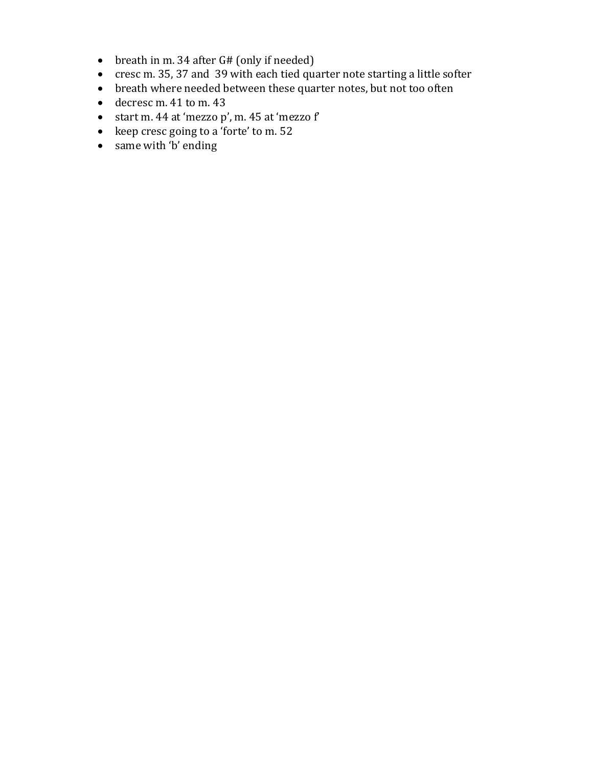- breath in m. 34 after G# (only if needed)
- cresc m. 35, 37 and 39 with each tied quarter note starting a little softer
- breath where needed between these quarter notes, but not too often
- decresc m. 41 to m. 43
- start m. 44 at 'mezzo p', m. 45 at 'mezzo f'
- keep cresc going to a 'forte' to m. 52
- same with 'b' ending